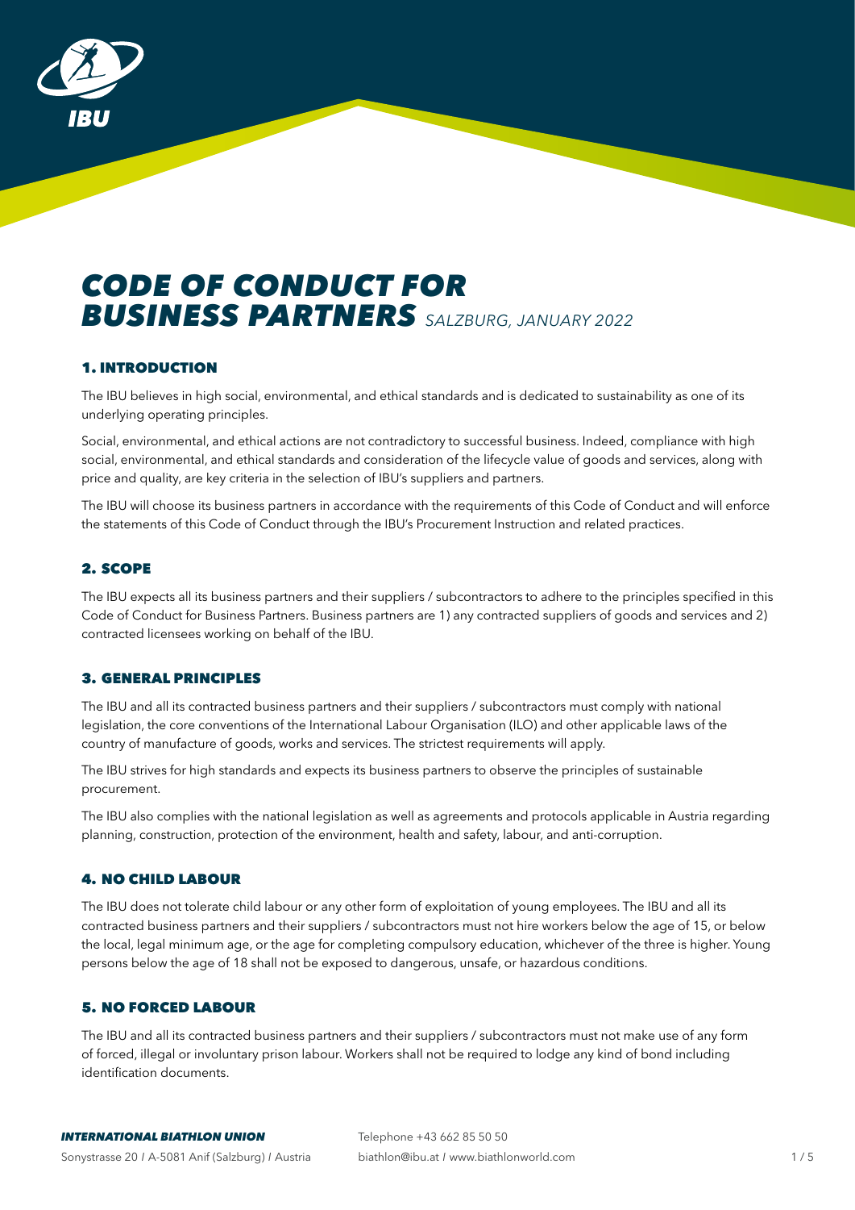# CODE OF CONDUCT FOR BUSINESS PARTNERS *SALZBURG, JANUARY 2022*

## 1. INTRODUCTION

The IBU believes in high social, environmental, and ethical standards and is dedicated to sustainability as one of its underlying operating principles.

Social, environmental, and ethical actions are not contradictory to successful business. Indeed, compliance with high social, environmental, and ethical standards and consideration of the lifecycle value of goods and services, along with price and quality, are key criteria in the selection of IBU's suppliers and partners.

The IBU will choose its business partners in accordance with the requirements of this Code of Conduct and will enforce the statements of this Code of Conduct through the IBU's Procurement Instruction and related practices.

## 2. SCOPE

The IBU expects all its business partners and their suppliers / subcontractors to adhere to the principles specified in this Code of Conduct for Business Partners. Business partners are 1) any contracted suppliers of goods and services and 2) contracted licensees working on behalf of the IBU.

## 3. GENERAL PRINCIPLES

The IBU and all its contracted business partners and their suppliers / subcontractors must comply with national legislation, the core conventions of the International Labour Organisation (ILO) and other applicable laws of the country of manufacture of goods, works and services. The strictest requirements will apply.

The IBU strives for high standards and expects its business partners to observe the principles of sustainable procurement.

The IBU also complies with the national legislation as well as agreements and protocols applicable in Austria regarding planning, construction, protection of the environment, health and safety, labour, and anti-corruption.

## 4. NO CHILD LABOUR

The IBU does not tolerate child labour or any other form of exploitation of young employees. The IBU and all its contracted business partners and their suppliers / subcontractors must not hire workers below the age of 15, or below the local, legal minimum age, or the age for completing compulsory education, whichever of the three is higher. Young persons below the age of 18 shall not be exposed to dangerous, unsafe, or hazardous conditions.

## 5. NO FORCED LABOUR

The IBU and all its contracted business partners and their suppliers / subcontractors must not make use of any form of forced, illegal or involuntary prison labour. Workers shall not be required to lodge any kind of bond including identification documents.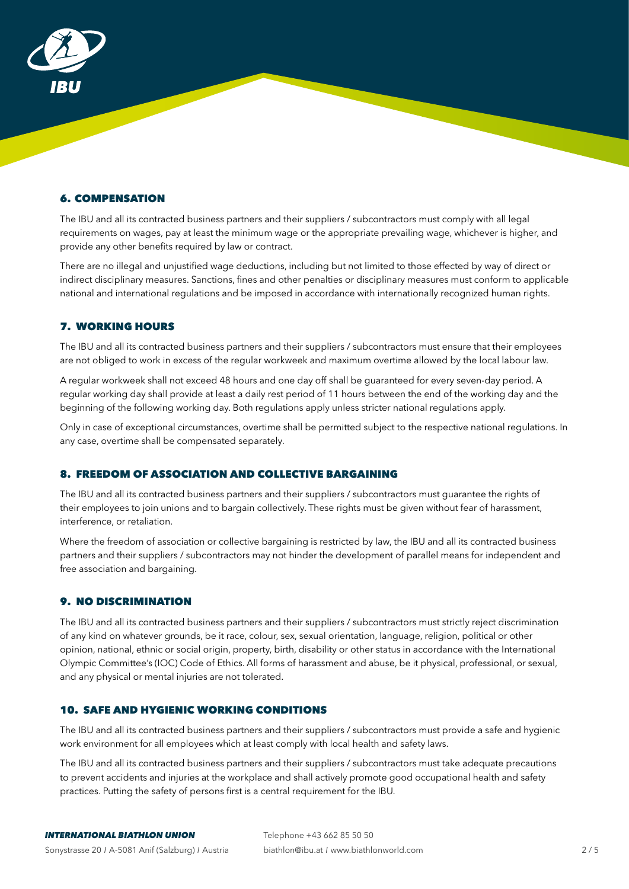## 6. COMPENSATION

The IBU and all its contracted business partners and their suppliers / subcontractors must comply with all legal requirements on wages, pay at least the minimum wage or the appropriate prevailing wage, whichever is higher, and provide any other benefits required by law or contract.

There are no illegal and unjustified wage deductions, including but not limited to those effected by way of direct or indirect disciplinary measures. Sanctions, fines and other penalties or disciplinary measures must conform to applicable national and international regulations and be imposed in accordance with internationally recognized human rights.

## 7. WORKING HOURS

The IBU and all its contracted business partners and their suppliers / subcontractors must ensure that their employees are not obliged to work in excess of the regular workweek and maximum overtime allowed by the local labour law.

A regular workweek shall not exceed 48 hours and one day off shall be guaranteed for every seven-day period. A regular working day shall provide at least a daily rest period of 11 hours between the end of the working day and the beginning of the following working day. Both regulations apply unless stricter national regulations apply.

Only in case of exceptional circumstances, overtime shall be permitted subject to the respective national regulations. In any case, overtime shall be compensated separately.

## 8. FREEDOM OF ASSOCIATION AND COLLECTIVE BARGAINING

The IBU and all its contracted business partners and their suppliers / subcontractors must guarantee the rights of their employees to join unions and to bargain collectively. These rights must be given without fear of harassment, interference, or retaliation.

Where the freedom of association or collective bargaining is restricted by law, the IBU and all its contracted business partners and their suppliers / subcontractors may not hinder the development of parallel means for independent and free association and bargaining.

## 9. NO DISCRIMINATION

The IBU and all its contracted business partners and their suppliers / subcontractors must strictly reject discrimination of any kind on whatever grounds, be it race, colour, sex, sexual orientation, language, religion, political or other opinion, national, ethnic or social origin, property, birth, disability or other status in accordance with the International Olympic Committee's (IOC) Code of Ethics. All forms of harassment and abuse, be it physical, professional, or sexual, and any physical or mental injuries are not tolerated.

## 10. SAFE AND HYGIENIC WORKING CONDITIONS

The IBU and all its contracted business partners and their suppliers / subcontractors must provide a safe and hygienic work environment for all employees which at least comply with local health and safety laws.

The IBU and all its contracted business partners and their suppliers / subcontractors must take adequate precautions to prevent accidents and injuries at the workplace and shall actively promote good occupational health and safety practices. Putting the safety of persons first is a central requirement for the IBU.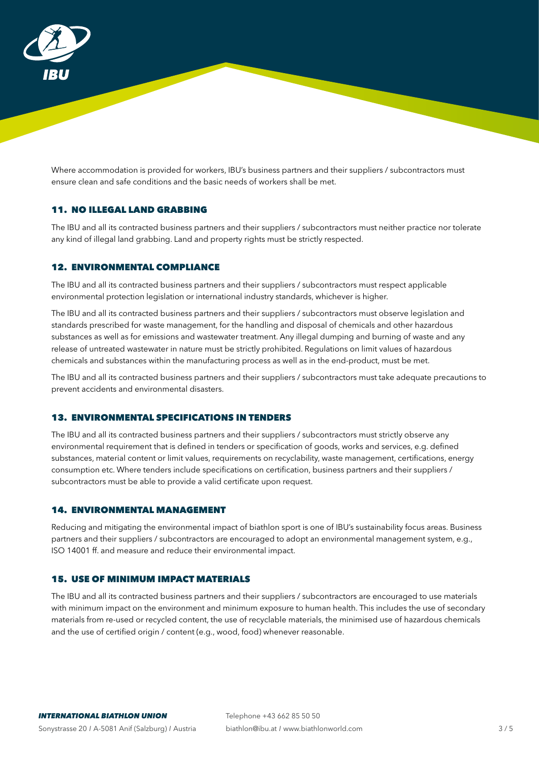Where accommodation is provided for workers, IBU's business partners and their suppliers / subcontractors must ensure clean and safe conditions and the basic needs of workers shall be met.

## 11. NO ILLEGAL LAND GRABBING

The IBU and all its contracted business partners and their suppliers / subcontractors must neither practice nor tolerate any kind of illegal land grabbing. Land and property rights must be strictly respected.

## 12. ENVIRONMENTAL COMPLIANCE

The IBU and all its contracted business partners and their suppliers / subcontractors must respect applicable environmental protection legislation or international industry standards, whichever is higher.

The IBU and all its contracted business partners and their suppliers / subcontractors must observe legislation and standards prescribed for waste management, for the handling and disposal of chemicals and other hazardous substances as well as for emissions and wastewater treatment. Any illegal dumping and burning of waste and any release of untreated wastewater in nature must be strictly prohibited. Regulations on limit values of hazardous chemicals and substances within the manufacturing process as well as in the end-product, must be met.

The IBU and all its contracted business partners and their suppliers / subcontractors must take adequate precautions to prevent accidents and environmental disasters.

## 13. ENVIRONMENTAL SPECIFICATIONS IN TENDERS

The IBU and all its contracted business partners and their suppliers / subcontractors must strictly observe any environmental requirement that is defined in tenders or specification of goods, works and services, e.g. defined substances, material content or limit values, requirements on recyclability, waste management, certifications, energy consumption etc. Where tenders include specifications on certification, business partners and their suppliers / subcontractors must be able to provide a valid certificate upon request.

## 14. ENVIRONMENTAL MANAGEMENT

Reducing and mitigating the environmental impact of biathlon sport is one of IBU's sustainability focus areas. Business partners and their suppliers / subcontractors are encouraged to adopt an environmental management system, e.g., ISO 14001 ff. and measure and reduce their environmental impact.

## 15. USE OF MINIMUM IMPACT MATERIALS

The IBU and all its contracted business partners and their suppliers / subcontractors are encouraged to use materials with minimum impact on the environment and minimum exposure to human health. This includes the use of secondary materials from re-used or recycled content, the use of recyclable materials, the minimised use of hazardous chemicals and the use of certified origin / content (e.g., wood, food) whenever reasonable.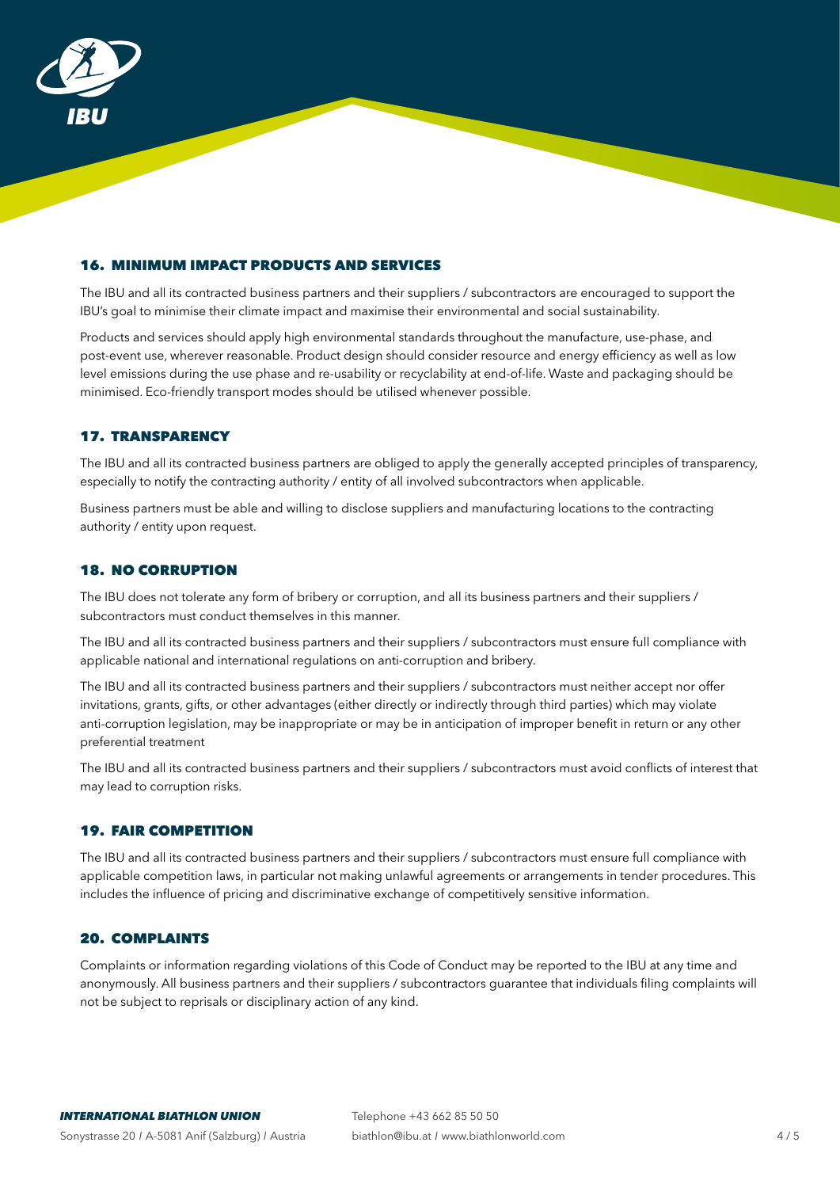## 16. MINIMUM IMPACT PRODUCTS AND SERVICES

The IBU and all its contracted business partners and their suppliers / subcontractors are encouraged to support the IBU's goal to minimise their climate impact and maximise their environmental and social sustainability.

Products and services should apply high environmental standards throughout the manufacture, use-phase, and post-event use, wherever reasonable. Product design should consider resource and energy efficiency as well as low level emissions during the use phase and re-usability or recyclability at end-of-life. Waste and packaging should be minimised. Eco-friendly transport modes should be utilised whenever possible.

## 17. TRANSPARENCY

The IBU and all its contracted business partners are obliged to apply the generally accepted principles of transparency, especially to notify the contracting authority / entity of all involved subcontractors when applicable.

Business partners must be able and willing to disclose suppliers and manufacturing locations to the contracting authority / entity upon request.

## 18. NO CORRUPTION

The IBU does not tolerate any form of bribery or corruption, and all its business partners and their suppliers / subcontractors must conduct themselves in this manner.

The IBU and all its contracted business partners and their suppliers / subcontractors must ensure full compliance with applicable national and international regulations on anti-corruption and bribery.

The IBU and all its contracted business partners and their suppliers / subcontractors must neither accept nor offer invitations, grants, gifts, or other advantages (either directly or indirectly through third parties) which may violate anti-corruption legislation, may be inappropriate or may be in anticipation of improper benefit in return or any other preferential treatment

The IBU and all its contracted business partners and their suppliers / subcontractors must avoid conflicts of interest that may lead to corruption risks.

## 19. FAIR COMPETITION

The IBU and all its contracted business partners and their suppliers / subcontractors must ensure full compliance with applicable competition laws, in particular not making unlawful agreements or arrangements in tender procedures. This includes the influence of pricing and discriminative exchange of competitively sensitive information.

## 20. COMPLAINTS

Complaints or information regarding violations of this Code of Conduct may be reported to the IBU at any time and anonymously. All business partners and their suppliers / subcontractors guarantee that individuals filing complaints will not be subject to reprisals or disciplinary action of any kind.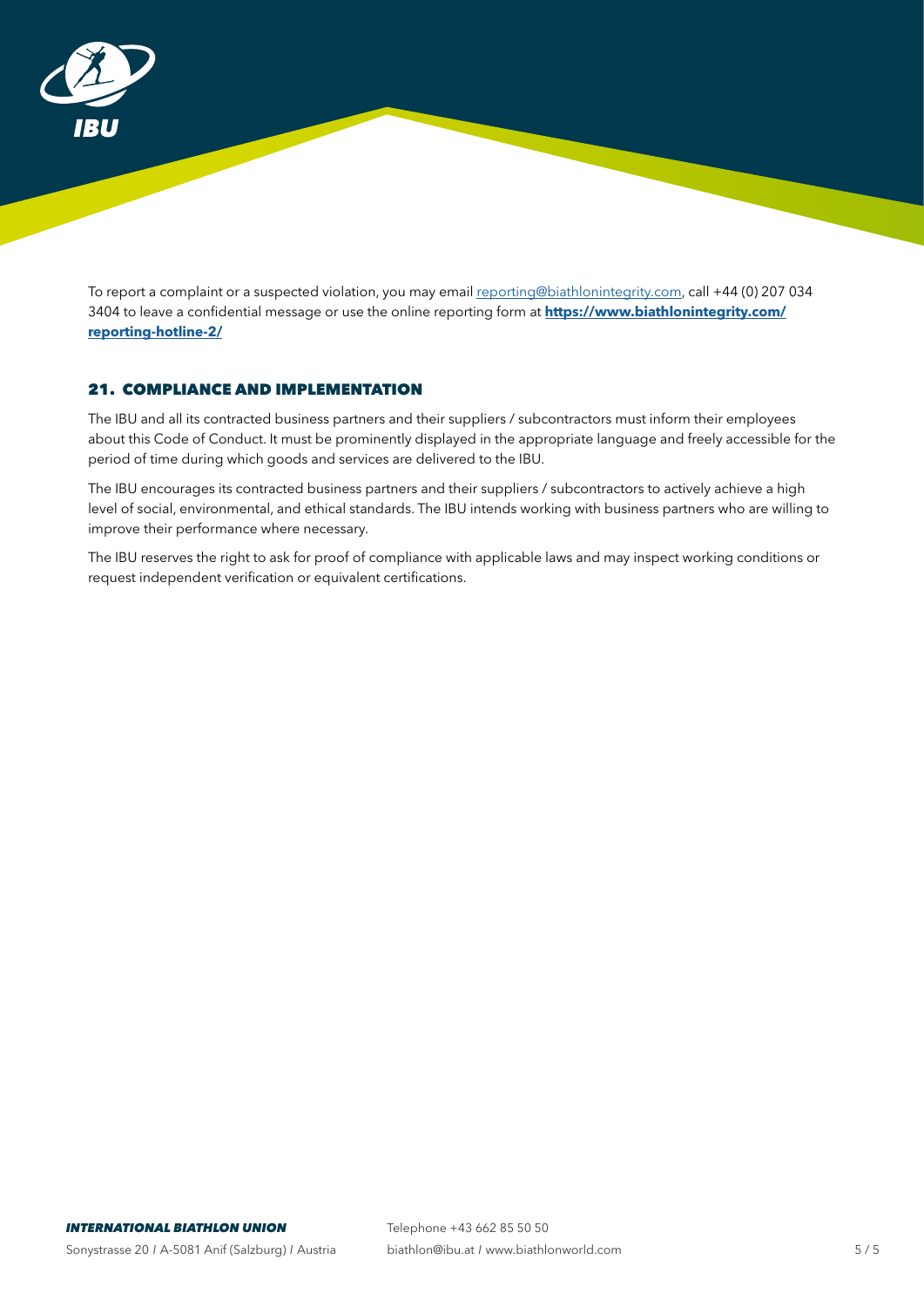To report a complaint or a suspected violation, you may email reporting@biathlonintegrity.com, call +44 (0) 207 034 3404 to leave a confidential message or use the online reporting form at **https://www.biathlonintegrity.com/reporting-hotline-2/**

## 21. COMPLIANCE AND IMPLEMENTATION

The IBU and all its contracted business partners and their suppliers / subcontractors must inform their employees about this Code of Conduct. It must be prominently displayed in the appropriate language and freely accessible for the period of time during which goods and services are delivered to the IBU.

The IBU encourages its contracted business partners and their suppliers / subcontractors to actively achieve a high level of social, environmental, and ethical standards. The IBU intends working with business partners who are willing to improve their performance where necessary.

The IBU reserves the right to ask for proof of compliance with applicable laws and may inspect working conditions or request independent verification or equivalent certifications.